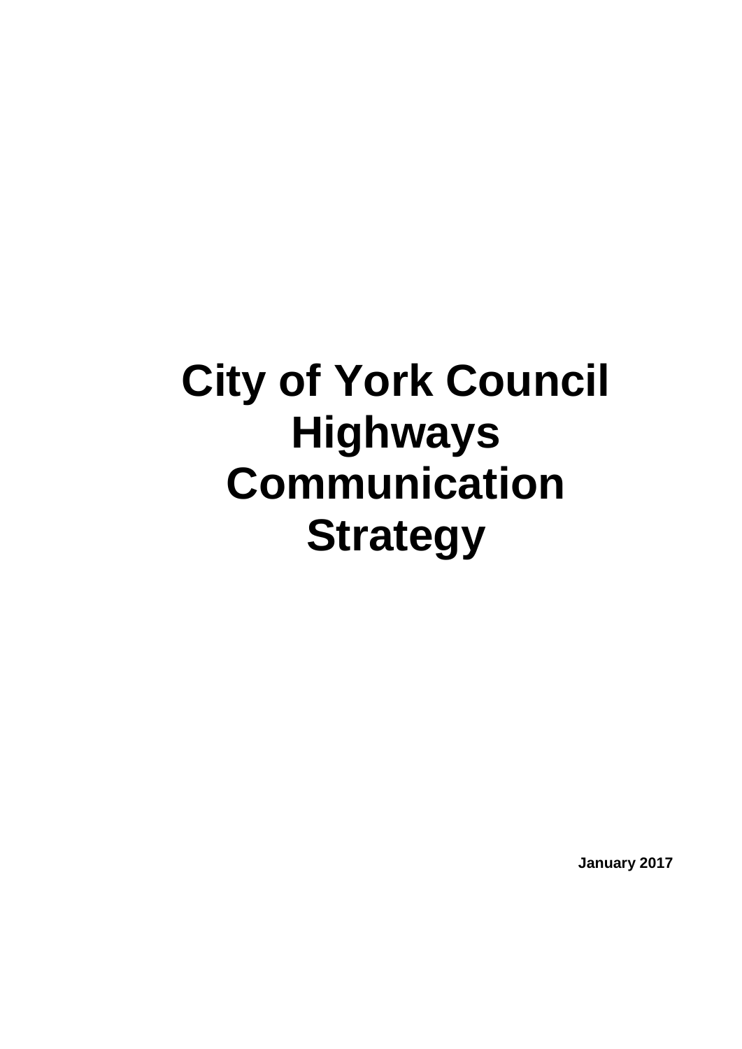# City of York Council Highways Communication Strategy

**January 2017**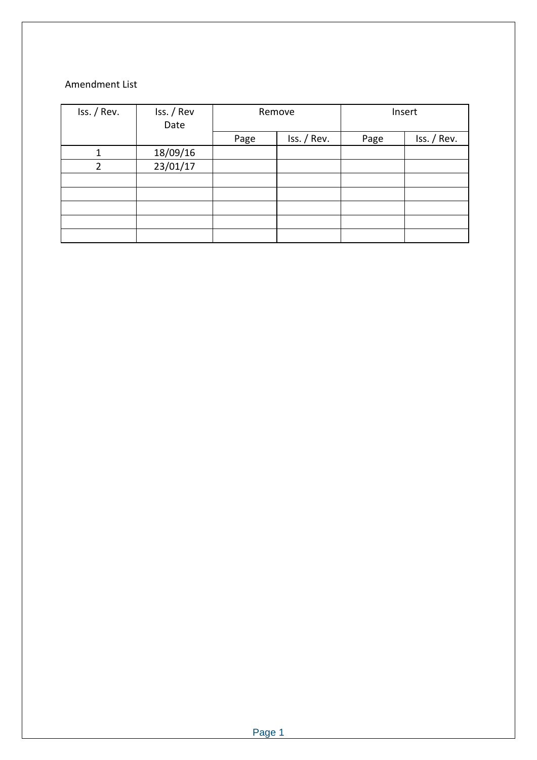Amendment List

| Iss. / Rev. | Iss. / Rev Date | Remove | | Insert | |
|---|---|---|---|---|---|
| | | Page | Iss. / Rev. | Page | Iss. / Rev. |
| 1 | 18/09/16 | | | | |
| 2 | 23/01/17 | | | | |
| | | | | | |
| | | | | | |
| | | | | | |
| | | | | | |
| | | | | | |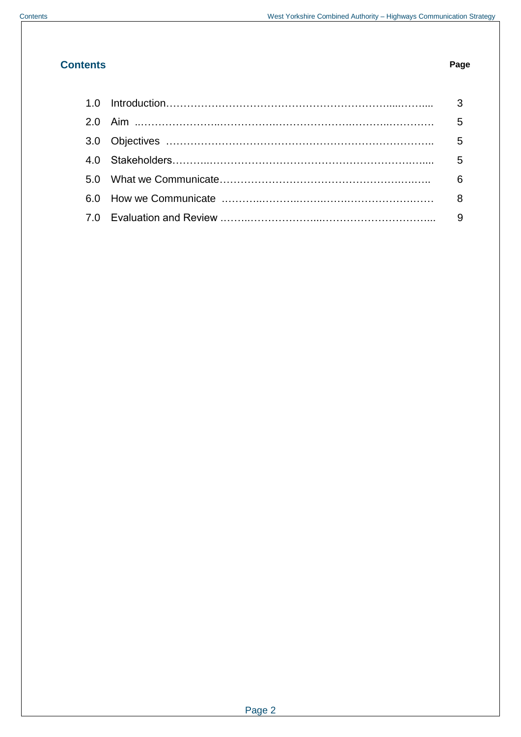## Contents

| | | Page |
|---|---|---|
| 1.0 | Introduction | 3 |
| 2.0 | Aim | 5 |
| 3.0 | Objectives | 5 |
| 4.0 | Stakeholders | 5 |
| 5.0 | What we Communicate | 6 |
| 6.0 | How we Communicate | 8 |
| 7.0 | Evaluation and Review | 9 |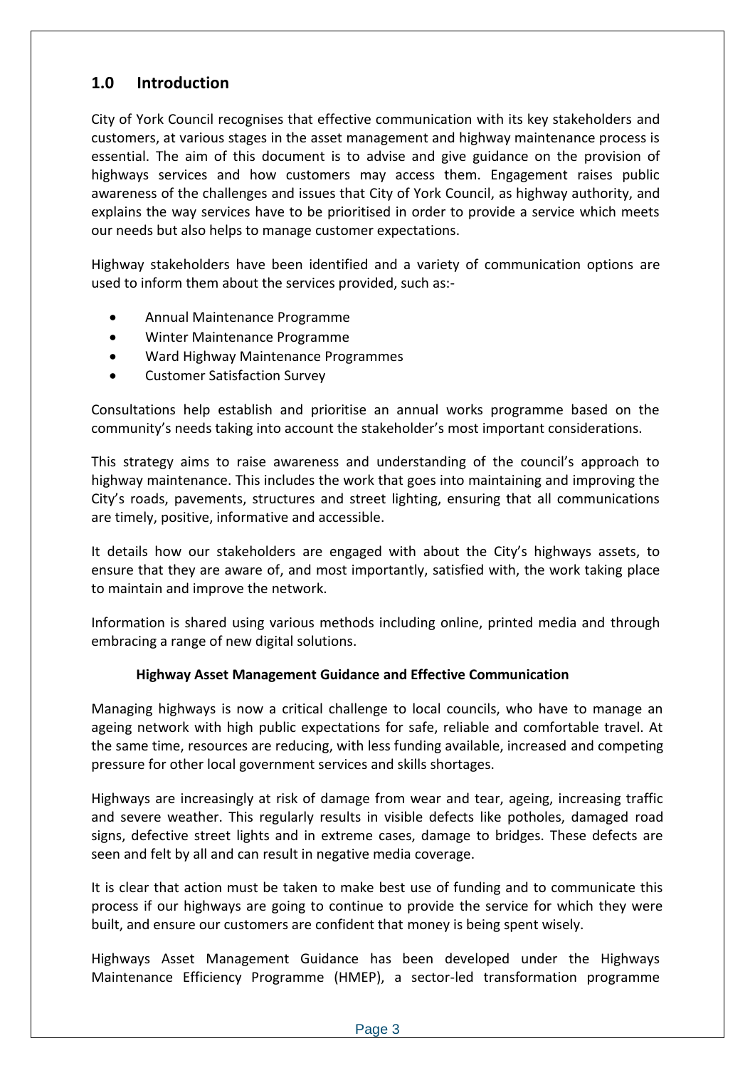## 1.0 Introduction

City of York Council recognises that effective communication with its key stakeholders and customers, at various stages in the asset management and highway maintenance process is essential. The aim of this document is to advise and give guidance on the provision of highways services and how customers may access them. Engagement raises public awareness of the challenges and issues that City of York Council, as highway authority, and explains the way services have to be prioritised in order to provide a service which meets our needs but also helps to manage customer expectations.

Highway stakeholders have been identified and a variety of communication options are used to inform them about the services provided, such as:-

- Annual Maintenance Programme
- Winter Maintenance Programme
- Ward Highway Maintenance Programmes
- Customer Satisfaction Survey

Consultations help establish and prioritise an annual works programme based on the community's needs taking into account the stakeholder's most important considerations.

This strategy aims to raise awareness and understanding of the council's approach to highway maintenance. This includes the work that goes into maintaining and improving the City's roads, pavements, structures and street lighting, ensuring that all communications are timely, positive, informative and accessible.

It details how our stakeholders are engaged with about the City's highways assets, to ensure that they are aware of, and most importantly, satisfied with, the work taking place to maintain and improve the network.

Information is shared using various methods including online, printed media and through embracing a range of new digital solutions.

**Highway Asset Management Guidance and Effective Communication**

Managing highways is now a critical challenge to local councils, who have to manage an ageing network with high public expectations for safe, reliable and comfortable travel. At the same time, resources are reducing, with less funding available, increased and competing pressure for other local government services and skills shortages.

Highways are increasingly at risk of damage from wear and tear, ageing, increasing traffic and severe weather. This regularly results in visible defects like potholes, damaged road signs, defective street lights and in extreme cases, damage to bridges. These defects are seen and felt by all and can result in negative media coverage.

It is clear that action must be taken to make best use of funding and to communicate this process if our highways are going to continue to provide the service for which they were built, and ensure our customers are confident that money is being spent wisely.

Highways Asset Management Guidance has been developed under the Highways Maintenance Efficiency Programme (HMEP), a sector-led transformation programme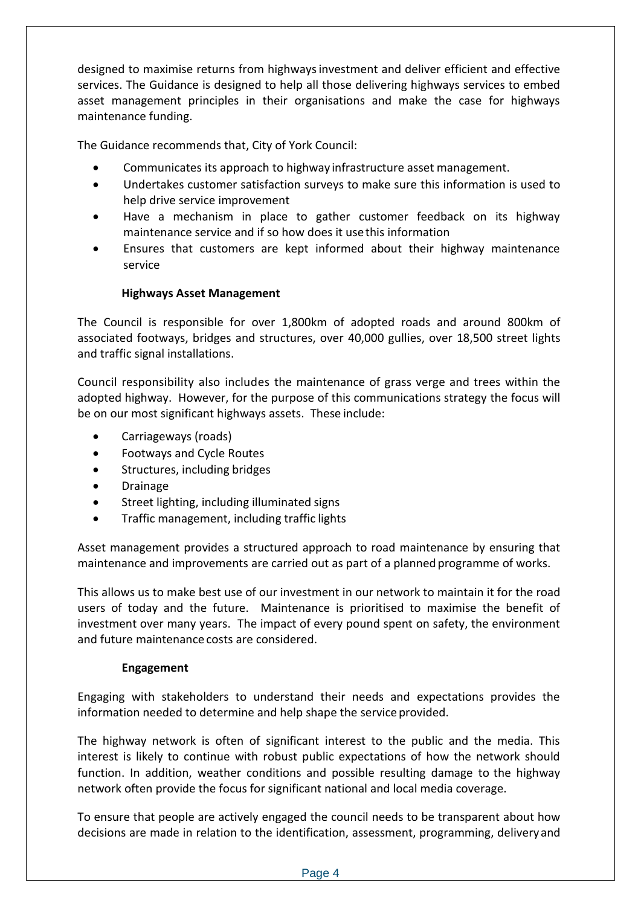designed to maximise returns from highways investment and deliver efficient and effective services. The Guidance is designed to help all those delivering highways services to embed asset management principles in their organisations and make the case for highways maintenance funding.

The Guidance recommends that, City of York Council:

- Communicates its approach to highway infrastructure asset management.
- Undertakes customer satisfaction surveys to make sure this information is used to help drive service improvement
- Have a mechanism in place to gather customer feedback on its highway maintenance service and if so how does it use this information
- Ensures that customers are kept informed about their highway maintenance service

**Highways Asset Management**

The Council is responsible for over 1,800km of adopted roads and around 800km of associated footways, bridges and structures, over 40,000 gullies, over 18,500 street lights and traffic signal installations.

Council responsibility also includes the maintenance of grass verge and trees within the adopted highway. However, for the purpose of this communications strategy the focus will be on our most significant highways assets. These include:

- Carriageways (roads)
- Footways and Cycle Routes
- Structures, including bridges
- Drainage
- Street lighting, including illuminated signs
- Traffic management, including traffic lights

Asset management provides a structured approach to road maintenance by ensuring that maintenance and improvements are carried out as part of a planned programme of works.

This allows us to make best use of our investment in our network to maintain it for the road users of today and the future. Maintenance is prioritised to maximise the benefit of investment over many years. The impact of every pound spent on safety, the environment and future maintenance costs are considered.

**Engagement**

Engaging with stakeholders to understand their needs and expectations provides the information needed to determine and help shape the service provided.

The highway network is often of significant interest to the public and the media. This interest is likely to continue with robust public expectations of how the network should function. In addition, weather conditions and possible resulting damage to the highway network often provide the focus for significant national and local media coverage.

To ensure that people are actively engaged the council needs to be transparent about how decisions are made in relation to the identification, assessment, programming, delivery and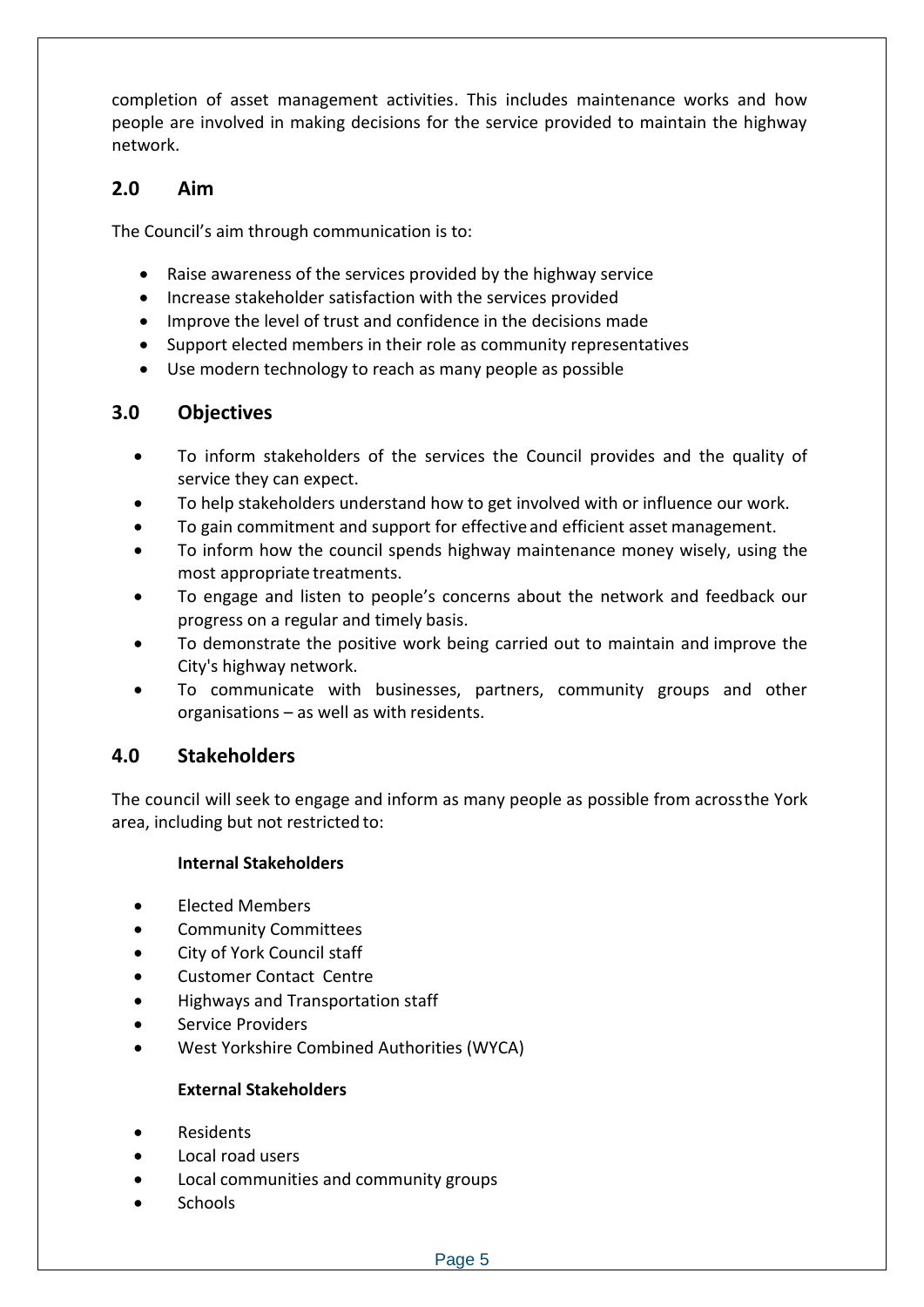completion of asset management activities. This includes maintenance works and how people are involved in making decisions for the service provided to maintain the highway network.

## 2.0 Aim

The Council's aim through communication is to:

- Raise awareness of the services provided by the highway service
- Increase stakeholder satisfaction with the services provided
- Improve the level of trust and confidence in the decisions made
- Support elected members in their role as community representatives
- Use modern technology to reach as many people as possible

## 3.0 Objectives

- To inform stakeholders of the services the Council provides and the quality of service they can expect.
- To help stakeholders understand how to get involved with or influence our work.
- To gain commitment and support for effective and efficient asset management.
- To inform how the council spends highway maintenance money wisely, using the most appropriate treatments.
- To engage and listen to people's concerns about the network and feedback our progress on a regular and timely basis.
- To demonstrate the positive work being carried out to maintain and improve the City's highway network.
- To communicate with businesses, partners, community groups and other organisations – as well as with residents.

## 4.0 Stakeholders

The council will seek to engage and inform as many people as possible from across the York area, including but not restricted to:

**Internal Stakeholders**

- Elected Members
- Community Committees
- City of York Council staff
- Customer Contact Centre
- Highways and Transportation staff
- Service Providers
- West Yorkshire Combined Authorities (WYCA)

**External Stakeholders**

- Residents
- Local road users
- Local communities and community groups
- Schools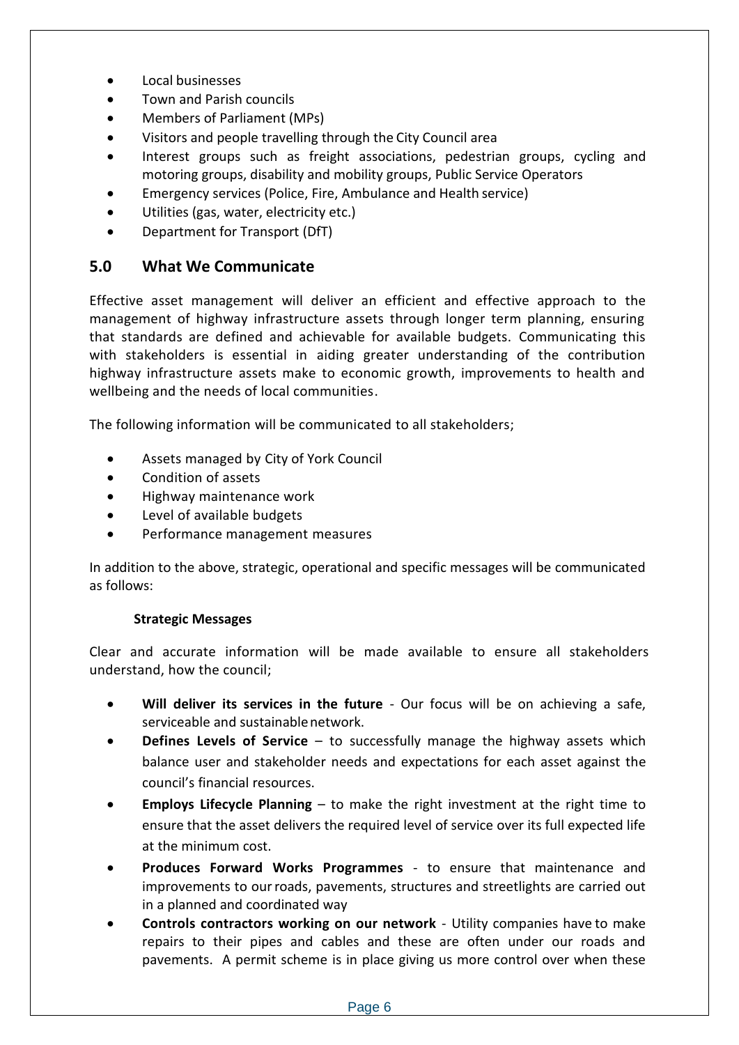- Local businesses
- Town and Parish councils
- Members of Parliament (MPs)
- Visitors and people travelling through the City Council area
- Interest groups such as freight associations, pedestrian groups, cycling and motoring groups, disability and mobility groups, Public Service Operators
- Emergency services (Police, Fire, Ambulance and Health service)
- Utilities (gas, water, electricity etc.)
- Department for Transport (DfT)

## 5.0 What We Communicate

Effective asset management will deliver an efficient and effective approach to the management of highway infrastructure assets through longer term planning, ensuring that standards are defined and achievable for available budgets. Communicating this with stakeholders is essential in aiding greater understanding of the contribution highway infrastructure assets make to economic growth, improvements to health and wellbeing and the needs of local communities.

The following information will be communicated to all stakeholders;

- Assets managed by City of York Council
- Condition of assets
- Highway maintenance work
- Level of available budgets
- Performance management measures

In addition to the above, strategic, operational and specific messages will be communicated as follows:

**Strategic Messages**

Clear and accurate information will be made available to ensure all stakeholders understand, how the council;

- **Will deliver its services in the future** - Our focus will be on achieving a safe, serviceable and sustainable network.
- **Defines Levels of Service** – to successfully manage the highway assets which balance user and stakeholder needs and expectations for each asset against the council's financial resources.
- **Employs Lifecycle Planning** – to make the right investment at the right time to ensure that the asset delivers the required level of service over its full expected life at the minimum cost.
- **Produces Forward Works Programmes** - to ensure that maintenance and improvements to our roads, pavements, structures and streetlights are carried out in a planned and coordinated way
- **Controls contractors working on our network** - Utility companies have to make repairs to their pipes and cables and these are often under our roads and pavements. A permit scheme is in place giving us more control over when these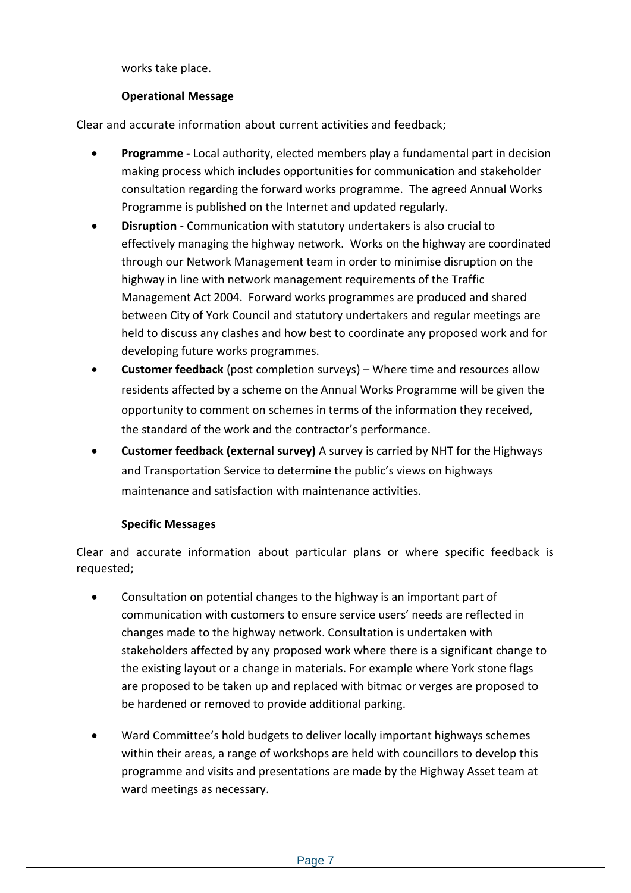works take place.

**Operational Message**

Clear and accurate information about current activities and feedback;

- **Programme -** Local authority, elected members play a fundamental part in decision making process which includes opportunities for communication and stakeholder consultation regarding the forward works programme. The agreed Annual Works Programme is published on the Internet and updated regularly.
- **Disruption** - Communication with statutory undertakers is also crucial to effectively managing the highway network. Works on the highway are coordinated through our Network Management team in order to minimise disruption on the highway in line with network management requirements of the Traffic Management Act 2004. Forward works programmes are produced and shared between City of York Council and statutory undertakers and regular meetings are held to discuss any clashes and how best to coordinate any proposed work and for developing future works programmes.
- **Customer feedback** (post completion surveys) – Where time and resources allow residents affected by a scheme on the Annual Works Programme will be given the opportunity to comment on schemes in terms of the information they received, the standard of the work and the contractor's performance.
- **Customer feedback (external survey)** A survey is carried by NHT for the Highways and Transportation Service to determine the public's views on highways maintenance and satisfaction with maintenance activities.

**Specific Messages**

Clear and accurate information about particular plans or where specific feedback is requested;

- Consultation on potential changes to the highway is an important part of communication with customers to ensure service users' needs are reflected in changes made to the highway network. Consultation is undertaken with stakeholders affected by any proposed work where there is a significant change to the existing layout or a change in materials. For example where York stone flags are proposed to be taken up and replaced with bitmac or verges are proposed to be hardened or removed to provide additional parking.

- Ward Committee's hold budgets to deliver locally important highways schemes within their areas, a range of workshops are held with councillors to develop this programme and visits and presentations are made by the Highway Asset team at ward meetings as necessary.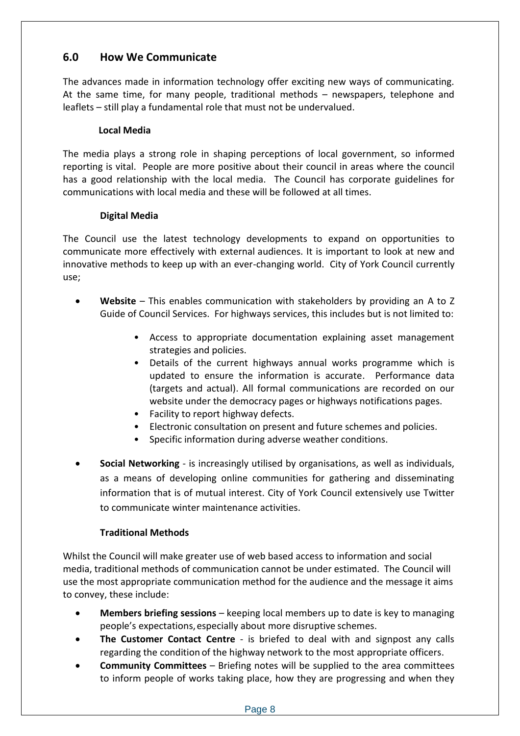## 6.0 How We Communicate

The advances made in information technology offer exciting new ways of communicating. At the same time, for many people, traditional methods – newspapers, telephone and leaflets – still play a fundamental role that must not be undervalued.

### Local Media

The media plays a strong role in shaping perceptions of local government, so informed reporting is vital. People are more positive about their council in areas where the council has a good relationship with the local media. The Council has corporate guidelines for communications with local media and these will be followed at all times.

### Digital Media

The Council use the latest technology developments to expand on opportunities to communicate more effectively with external audiences. It is important to look at new and innovative methods to keep up with an ever-changing world. City of York Council currently use;

- **Website** – This enables communication with stakeholders by providing an A to Z Guide of Council Services. For highways services, this includes but is not limited to:
    - Access to appropriate documentation explaining asset management strategies and policies.
    - Details of the current highways annual works programme which is updated to ensure the information is accurate. Performance data (targets and actual). All formal communications are recorded on our website under the democracy pages or highways notifications pages.
    - Facility to report highway defects.
    - Electronic consultation on present and future schemes and policies.
    - Specific information during adverse weather conditions.
- **Social Networking** - is increasingly utilised by organisations, as well as individuals, as a means of developing online communities for gathering and disseminating information that is of mutual interest. City of York Council extensively use Twitter to communicate winter maintenance activities.

### Traditional Methods

Whilst the Council will make greater use of web based access to information and social media, traditional methods of communication cannot be under estimated. The Council will use the most appropriate communication method for the audience and the message it aims to convey, these include:

- **Members briefing sessions** – keeping local members up to date is key to managing people's expectations, especially about more disruptive schemes.
- **The Customer Contact Centre** - is briefed to deal with and signpost any calls regarding the condition of the highway network to the most appropriate officers.
- **Community Committees** – Briefing notes will be supplied to the area committees to inform people of works taking place, how they are progressing and when they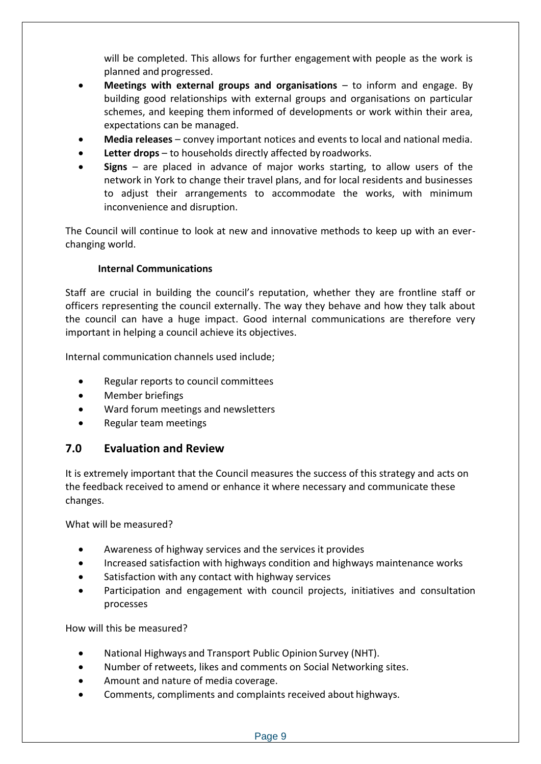will be completed. This allows for further engagement with people as the work is planned and progressed.

- **Meetings with external groups and organisations** – to inform and engage. By building good relationships with external groups and organisations on particular schemes, and keeping them informed of developments or work within their area, expectations can be managed.
- **Media releases** – convey important notices and events to local and national media.
- **Letter drops** – to households directly affected by roadworks.
- **Signs** – are placed in advance of major works starting, to allow users of the network in York to change their travel plans, and for local residents and businesses to adjust their arrangements to accommodate the works, with minimum inconvenience and disruption.

The Council will continue to look at new and innovative methods to keep up with an ever-changing world.

**Internal Communications**

Staff are crucial in building the council's reputation, whether they are frontline staff or officers representing the council externally. The way they behave and how they talk about the council can have a huge impact. Good internal communications are therefore very important in helping a council achieve its objectives.

Internal communication channels used include;

- Regular reports to council committees
- Member briefings
- Ward forum meetings and newsletters
- Regular team meetings

## 7.0 Evaluation and Review

It is extremely important that the Council measures the success of this strategy and acts on the feedback received to amend or enhance it where necessary and communicate these changes.

What will be measured?

- Awareness of highway services and the services it provides
- Increased satisfaction with highways condition and highways maintenance works
- Satisfaction with any contact with highway services
- Participation and engagement with council projects, initiatives and consultation processes

How will this be measured?

- National Highways and Transport Public Opinion Survey (NHT).
- Number of retweets, likes and comments on Social Networking sites.
- Amount and nature of media coverage.
- Comments, compliments and complaints received about highways.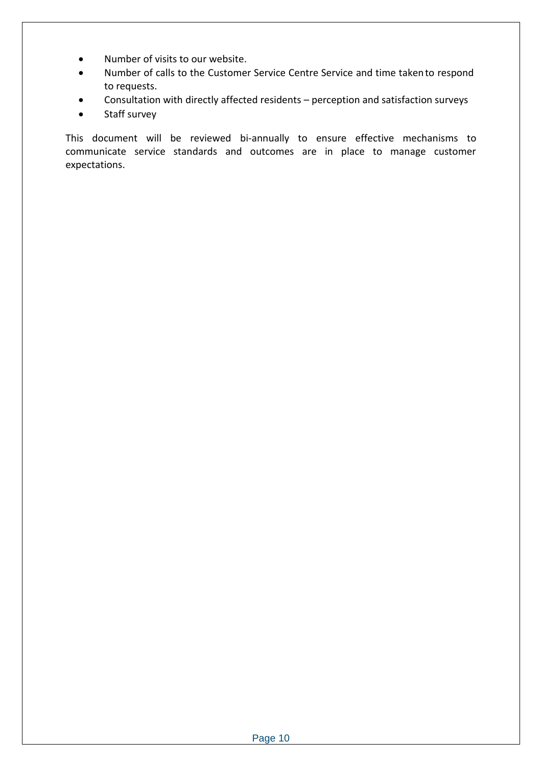- Number of visits to our website.
- Number of calls to the Customer Service Centre Service and time taken to respond to requests.
- Consultation with directly affected residents – perception and satisfaction surveys
- Staff survey

This document will be reviewed bi-annually to ensure effective mechanisms to communicate service standards and outcomes are in place to manage customer expectations.